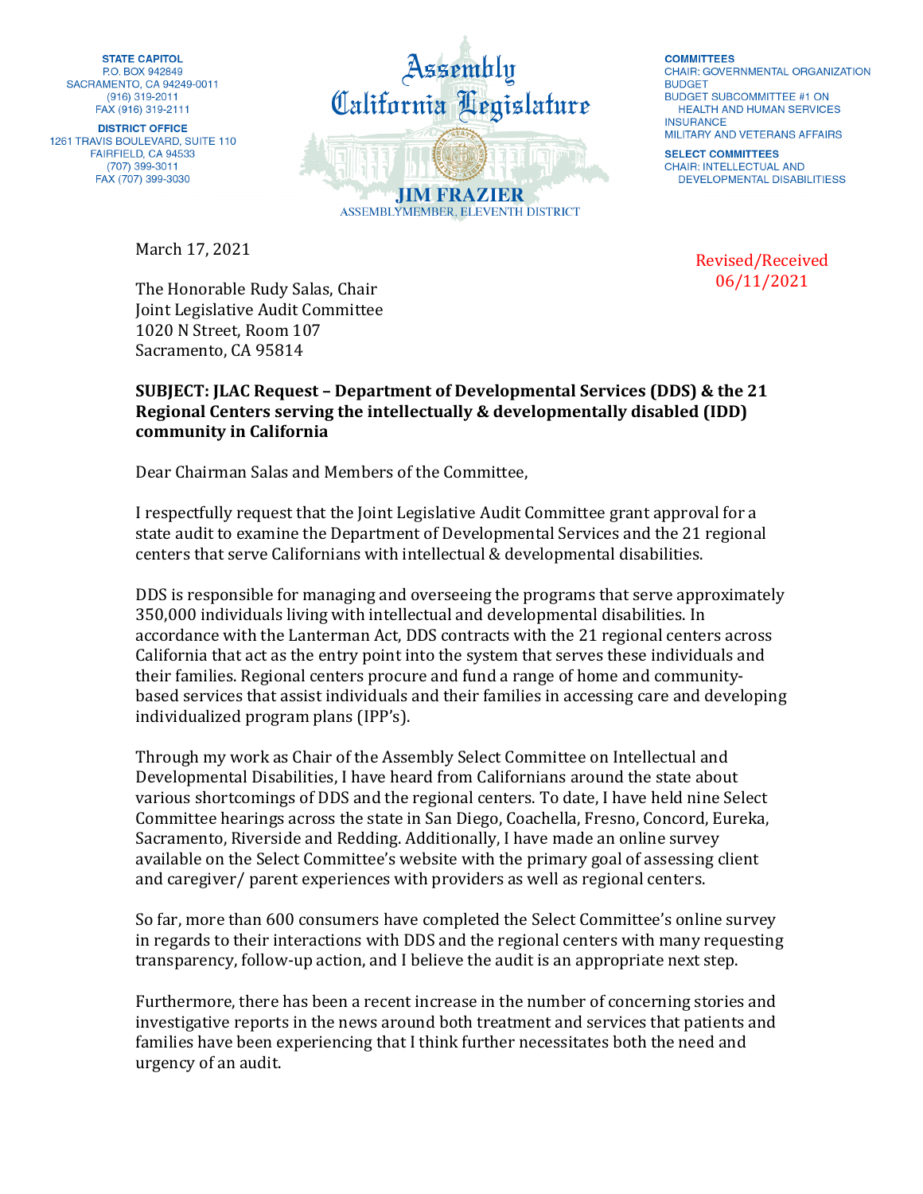STATE CAPITOL
P.O. BOX 942849
SACRAMENTO, CA 94249-0011
(916) 319-2011
FAX (916) 319-2111

DISTRICT OFFICE
1261 TRAVIS BOULEVARD, SUITE 110
FAIRFIELD, CA 94533
(707) 399-3011
FAX (707) 399-3030

Assembly
California Legislature

**JIM FRAZIER**
ASSEMBLYMEMBER, ELEVENTH DISTRICT

COMMITTEES
CHAIR: GOVERNMENTAL ORGANIZATION
BUDGET
BUDGET SUBCOMMITTEE #1 ON HEALTH AND HUMAN SERVICES
INSURANCE
MILITARY AND VETERANS AFFAIRS

SELECT COMMITTEES
CHAIR: INTELLECTUAL AND DEVELOPMENTAL DISABILITIESS

March 17, 2021

Revised/Received
06/11/2021

The Honorable Rudy Salas, Chair
Joint Legislative Audit Committee
1020 N Street, Room 107
Sacramento, CA 95814

**SUBJECT: JLAC Request – Department of Developmental Services (DDS) & the 21 Regional Centers serving the intellectually & developmentally disabled (IDD) community in California**

Dear Chairman Salas and Members of the Committee,

I respectfully request that the Joint Legislative Audit Committee grant approval for a state audit to examine the Department of Developmental Services and the 21 regional centers that serve Californians with intellectual & developmental disabilities.

DDS is responsible for managing and overseeing the programs that serve approximately 350,000 individuals living with intellectual and developmental disabilities. In accordance with the Lanterman Act, DDS contracts with the 21 regional centers across California that act as the entry point into the system that serves these individuals and their families. Regional centers procure and fund a range of home and community-based services that assist individuals and their families in accessing care and developing individualized program plans (IPP's).

Through my work as Chair of the Assembly Select Committee on Intellectual and Developmental Disabilities, I have heard from Californians around the state about various shortcomings of DDS and the regional centers. To date, I have held nine Select Committee hearings across the state in San Diego, Coachella, Fresno, Concord, Eureka, Sacramento, Riverside and Redding. Additionally, I have made an online survey available on the Select Committee's website with the primary goal of assessing client and caregiver/ parent experiences with providers as well as regional centers.

So far, more than 600 consumers have completed the Select Committee's online survey in regards to their interactions with DDS and the regional centers with many requesting transparency, follow-up action, and I believe the audit is an appropriate next step.

Furthermore, there has been a recent increase in the number of concerning stories and investigative reports in the news around both treatment and services that patients and families have been experiencing that I think further necessitates both the need and urgency of an audit.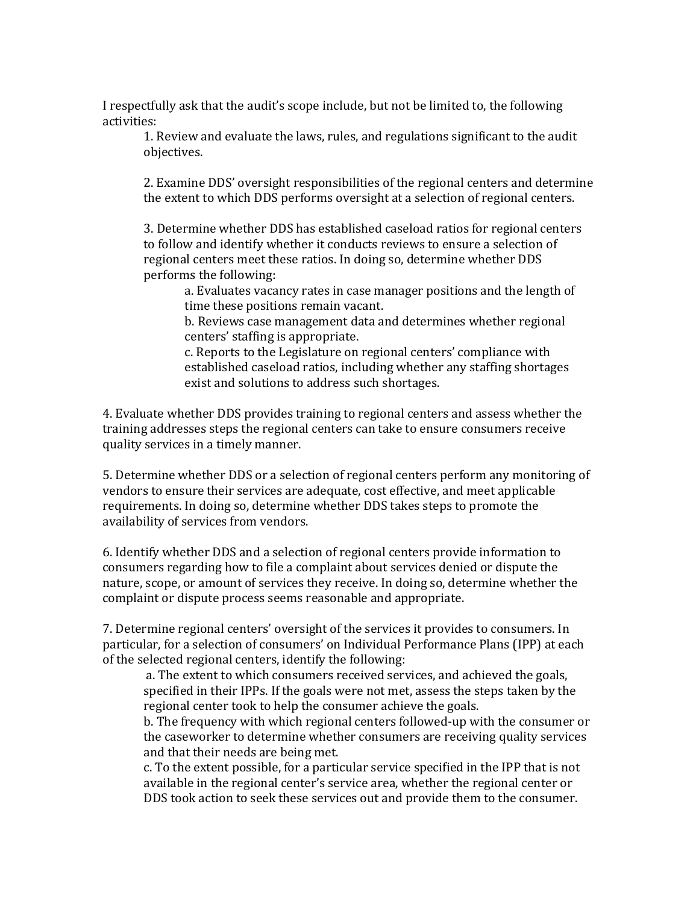I respectfully ask that the audit's scope include, but not be limited to, the following activities:

1. Review and evaluate the laws, rules, and regulations significant to the audit objectives.

2. Examine DDS' oversight responsibilities of the regional centers and determine the extent to which DDS performs oversight at a selection of regional centers.

3. Determine whether DDS has established caseload ratios for regional centers to follow and identify whether it conducts reviews to ensure a selection of regional centers meet these ratios. In doing so, determine whether DDS performs the following:
    a. Evaluates vacancy rates in case manager positions and the length of time these positions remain vacant.
    b. Reviews case management data and determines whether regional centers' staffing is appropriate.
    c. Reports to the Legislature on regional centers' compliance with established caseload ratios, including whether any staffing shortages exist and solutions to address such shortages.

4. Evaluate whether DDS provides training to regional centers and assess whether the training addresses steps the regional centers can take to ensure consumers receive quality services in a timely manner.

5. Determine whether DDS or a selection of regional centers perform any monitoring of vendors to ensure their services are adequate, cost effective, and meet applicable requirements. In doing so, determine whether DDS takes steps to promote the availability of services from vendors.

6. Identify whether DDS and a selection of regional centers provide information to consumers regarding how to file a complaint about services denied or dispute the nature, scope, or amount of services they receive. In doing so, determine whether the complaint or dispute process seems reasonable and appropriate.

7. Determine regional centers' oversight of the services it provides to consumers. In particular, for a selection of consumers' on Individual Performance Plans (IPP) at each of the selected regional centers, identify the following:
    a. The extent to which consumers received services, and achieved the goals, specified in their IPPs. If the goals were not met, assess the steps taken by the regional center took to help the consumer achieve the goals.
    b. The frequency with which regional centers followed-up with the consumer or the caseworker to determine whether consumers are receiving quality services and that their needs are being met.
    c. To the extent possible, for a particular service specified in the IPP that is not available in the regional center's service area, whether the regional center or DDS took action to seek these services out and provide them to the consumer.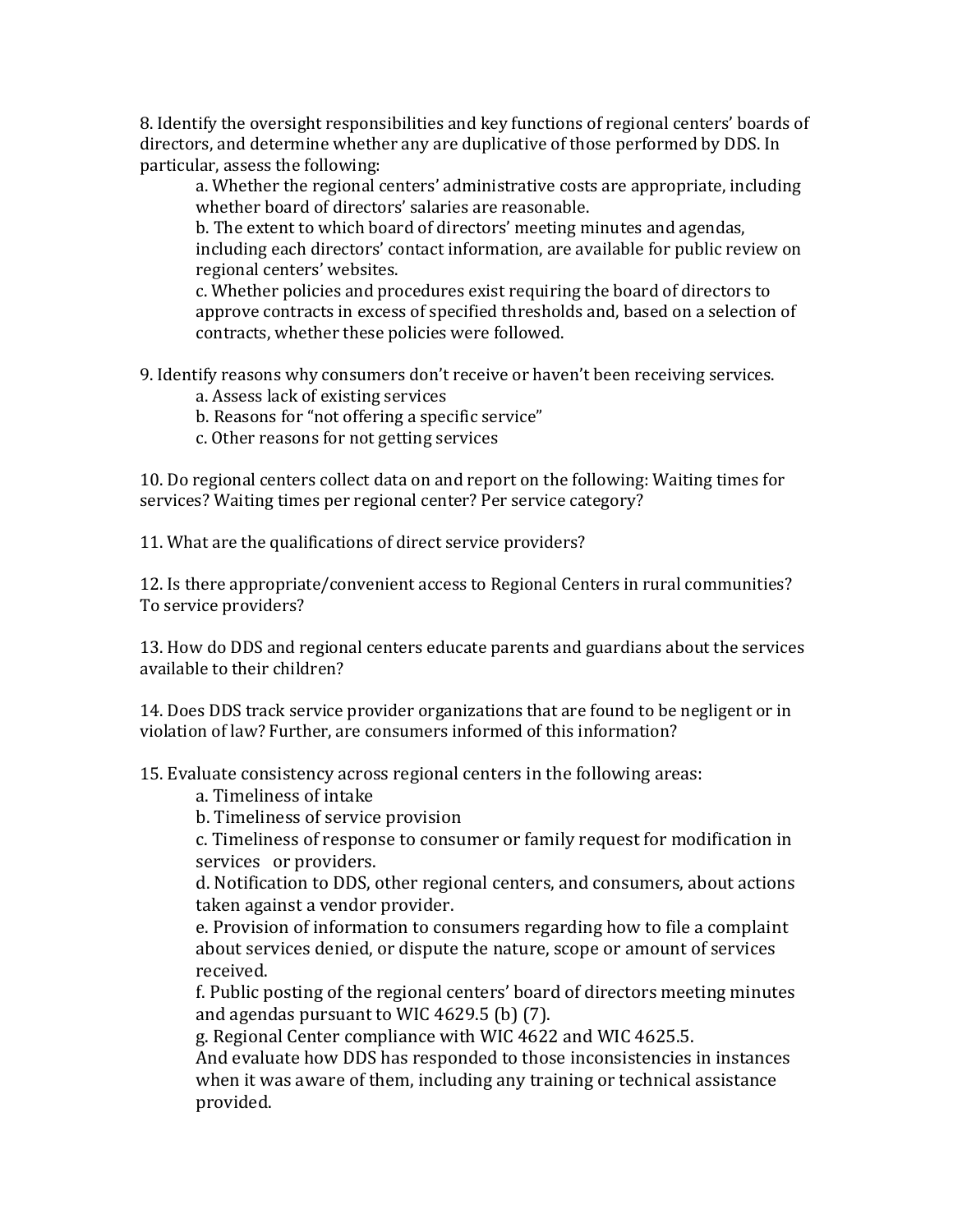8. Identify the oversight responsibilities and key functions of regional centers' boards of directors, and determine whether any are duplicative of those performed by DDS. In particular, assess the following:
   - a. Whether the regional centers' administrative costs are appropriate, including whether board of directors' salaries are reasonable.
   - b. The extent to which board of directors' meeting minutes and agendas, including each directors' contact information, are available for public review on regional centers' websites.
   - c. Whether policies and procedures exist requiring the board of directors to approve contracts in excess of specified thresholds and, based on a selection of contracts, whether these policies were followed.

9. Identify reasons why consumers don't receive or haven't been receiving services.
   - a. Assess lack of existing services
   - b. Reasons for "not offering a specific service"
   - c. Other reasons for not getting services

10. Do regional centers collect data on and report on the following: Waiting times for services? Waiting times per regional center? Per service category?

11. What are the qualifications of direct service providers?

12. Is there appropriate/convenient access to Regional Centers in rural communities? To service providers?

13. How do DDS and regional centers educate parents and guardians about the services available to their children?

14. Does DDS track service provider organizations that are found to be negligent or in violation of law? Further, are consumers informed of this information?

15. Evaluate consistency across regional centers in the following areas:
   - a. Timeliness of intake
   - b. Timeliness of service provision
   - c. Timeliness of response to consumer or family request for modification in services or providers.
   - d. Notification to DDS, other regional centers, and consumers, about actions taken against a vendor provider.
   - e. Provision of information to consumers regarding how to file a complaint about services denied, or dispute the nature, scope or amount of services received.
   - f. Public posting of the regional centers' board of directors meeting minutes and agendas pursuant to WIC 4629.5 (b) (7).
   - g. Regional Center compliance with WIC 4622 and WIC 4625.5.

   And evaluate how DDS has responded to those inconsistencies in instances when it was aware of them, including any training or technical assistance provided.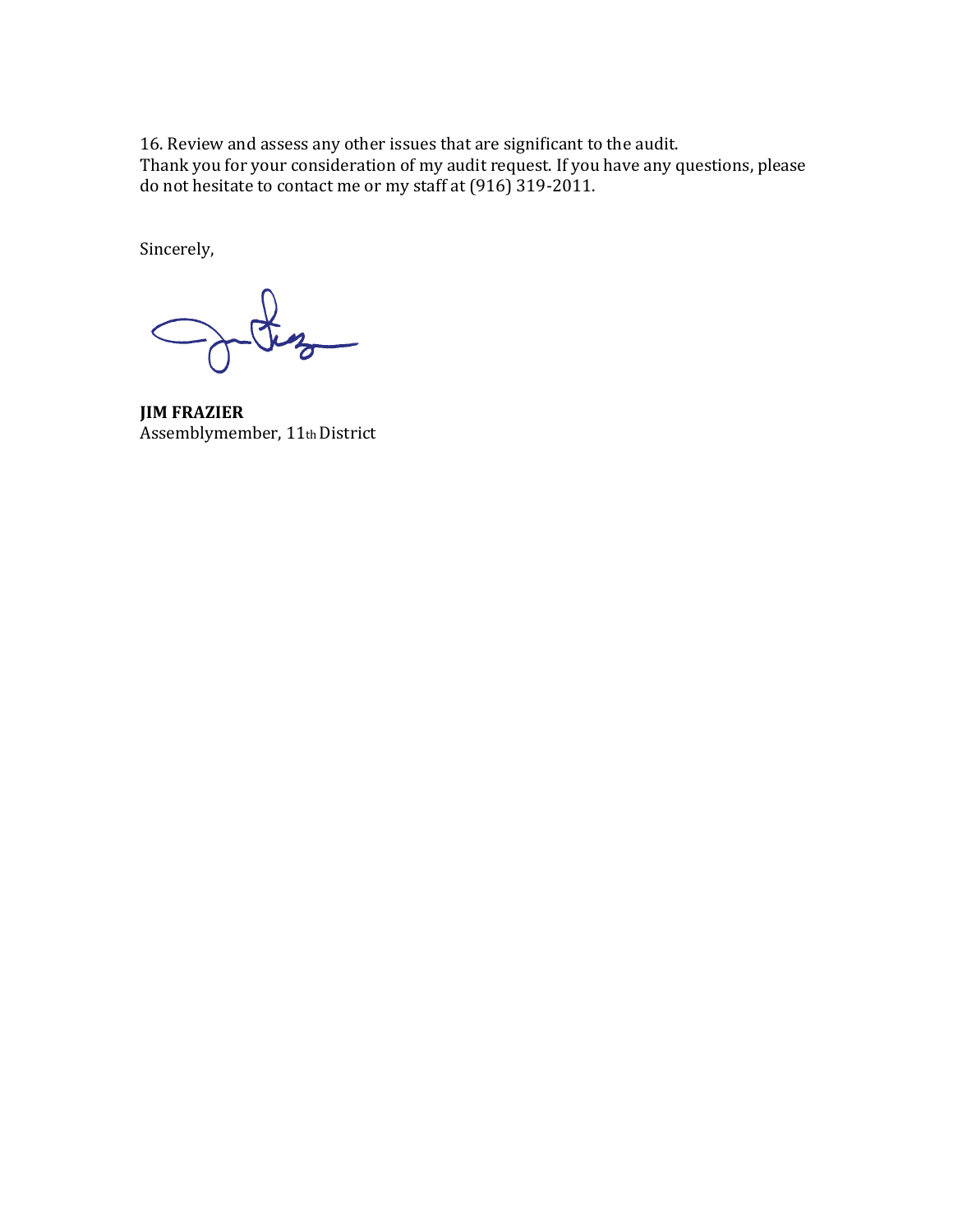16. Review and assess any other issues that are significant to the audit.

Thank you for your consideration of my audit request. If you have any questions, please do not hesitate to contact me or my staff at (916) 319-2011.

Sincerely,

**JIM FRAZIER**
Assemblymember, 11th District